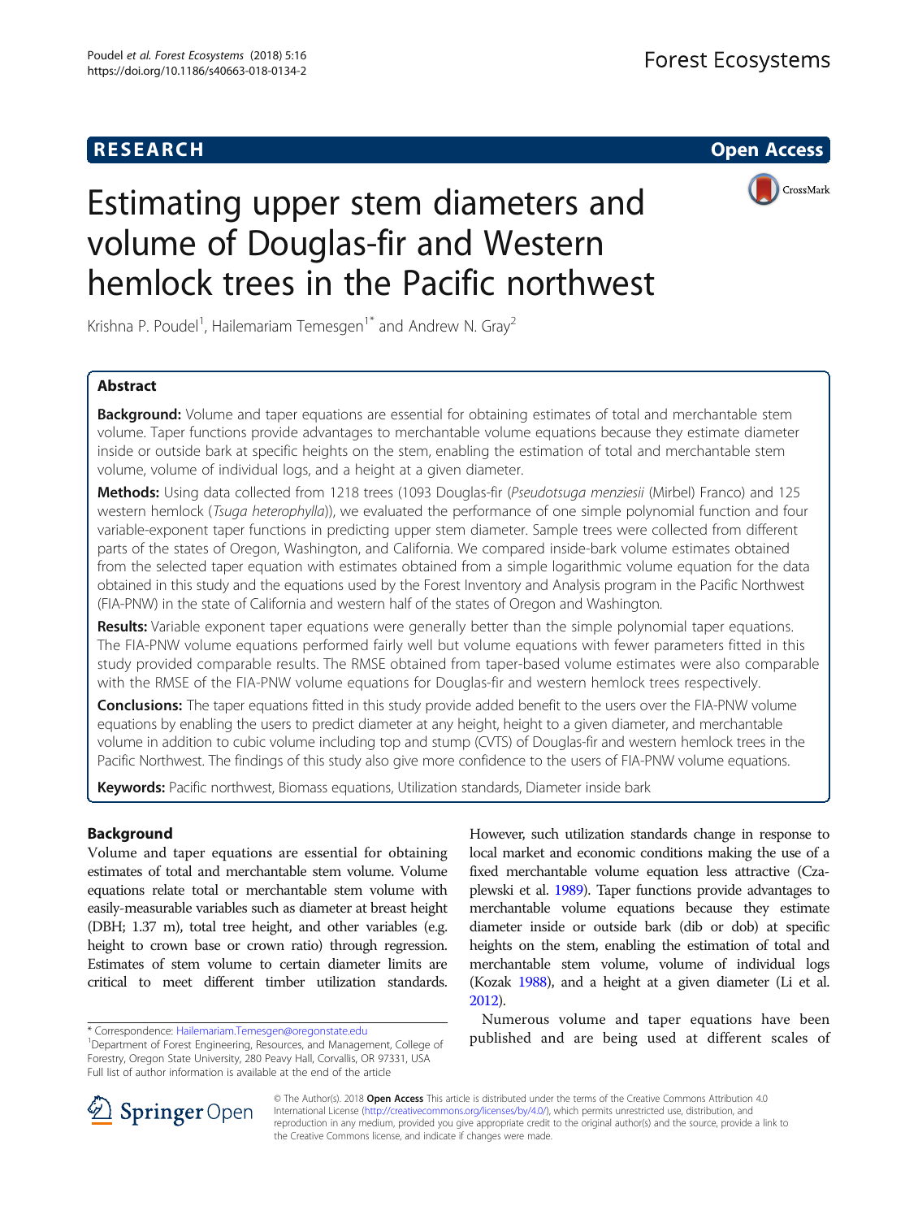RESEARCH

Open Access

# Estimating upper stem diameters and volume of Douglas-fir and Western hemlock trees in the Pacific northwest

Krishna P. Poudel[1], Hailemariam Temesgen[1*] and Andrew N. Gray[2]

## Abstract

**Background:** Volume and taper equations are essential for obtaining estimates of total and merchantable stem volume. Taper functions provide advantages to merchantable volume equations because they estimate diameter inside or outside bark at specific heights on the stem, enabling the estimation of total and merchantable stem volume, volume of individual logs, and a height at a given diameter.

**Methods:** Using data collected from 1218 trees (1093 Douglas-fir (*Pseudotsuga menziesii* (Mirbel) Franco) and 125 western hemlock (*Tsuga heterophylla*)), we evaluated the performance of one simple polynomial function and four variable-exponent taper functions in predicting upper stem diameter. Sample trees were collected from different parts of the states of Oregon, Washington, and California. We compared inside-bark volume estimates obtained from the selected taper equation with estimates obtained from a simple logarithmic volume equation for the data obtained in this study and the equations used by the Forest Inventory and Analysis program in the Pacific Northwest (FIA-PNW) in the state of California and western half of the states of Oregon and Washington.

**Results:** Variable exponent taper equations were generally better than the simple polynomial taper equations. The FIA-PNW volume equations performed fairly well but volume equations with fewer parameters fitted in this study provided comparable results. The RMSE obtained from taper-based volume estimates were also comparable with the RMSE of the FIA-PNW volume equations for Douglas-fir and western hemlock trees respectively.

**Conclusions:** The taper equations fitted in this study provide added benefit to the users over the FIA-PNW volume equations by enabling the users to predict diameter at any height, height to a given diameter, and merchantable volume in addition to cubic volume including top and stump (CVTS) of Douglas-fir and western hemlock trees in the Pacific Northwest. The findings of this study also give more confidence to the users of FIA-PNW volume equations.

**Keywords:** Pacific northwest, Biomass equations, Utilization standards, Diameter inside bark

## Background

Volume and taper equations are essential for obtaining estimates of total and merchantable stem volume. Volume equations relate total or merchantable stem volume with easily-measurable variables such as diameter at breast height (DBH; 1.37 m), total tree height, and other variables (e.g. height to crown base or crown ratio) through regression. Estimates of stem volume to certain diameter limits are critical to meet different timber utilization standards. However, such utilization standards change in response to local market and economic conditions making the use of a fixed merchantable volume equation less attractive (Czaplewski et al. 1989). Taper functions provide advantages to merchantable volume equations because they estimate diameter inside or outside bark (dib or dob) at specific heights on the stem, enabling the estimation of total and merchantable stem volume, volume of individual logs (Kozak 1988), and a height at a given diameter (Li et al. 2012).

Numerous volume and taper equations have been published and are being used at different scales of

\* Correspondence: Hailemariam.Temesgen@oregonstate.edu
[1]Department of Forest Engineering, Resources, and Management, College of Forestry, Oregon State University, 280 Peavy Hall, Corvallis, OR 97331, USA
Full list of author information is available at the end of the article

© The Author(s). 2018 **Open Access** This article is distributed under the terms of the Creative Commons Attribution 4.0 International License (http://creativecommons.org/licenses/by/4.0/), which permits unrestricted use, distribution, and reproduction in any medium, provided you give appropriate credit to the original author(s) and the source, provide a link to the Creative Commons license, and indicate if changes were made.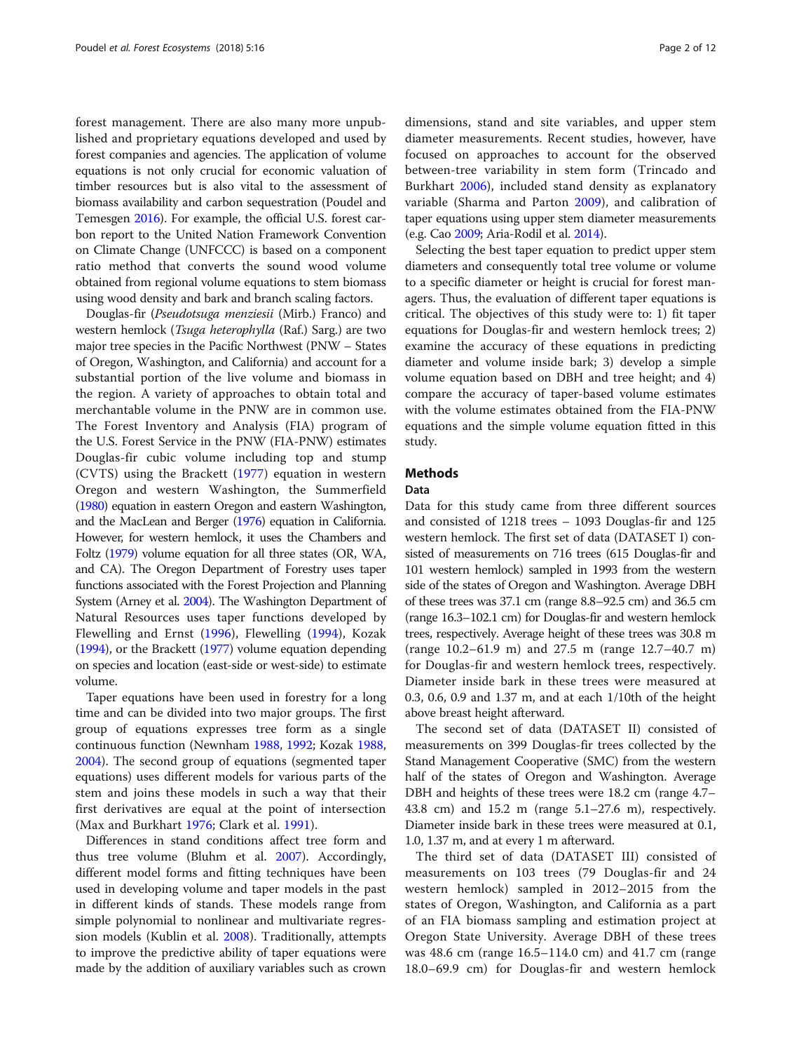forest management. There are also many more unpublished and proprietary equations developed and used by forest companies and agencies. The application of volume equations is not only crucial for economic valuation of timber resources but is also vital to the assessment of biomass availability and carbon sequestration (Poudel and Temesgen 2016). For example, the official U.S. forest carbon report to the United Nation Framework Convention on Climate Change (UNFCCC) is based on a component ratio method that converts the sound wood volume obtained from regional volume equations to stem biomass using wood density and bark and branch scaling factors.

Douglas-fir (*Pseudotsuga menziesii* (Mirb.) Franco) and western hemlock (*Tsuga heterophylla* (Raf.) Sarg.) are two major tree species in the Pacific Northwest (PNW – States of Oregon, Washington, and California) and account for a substantial portion of the live volume and biomass in the region. A variety of approaches to obtain total and merchantable volume in the PNW are in common use. The Forest Inventory and Analysis (FIA) program of the U.S. Forest Service in the PNW (FIA-PNW) estimates Douglas-fir cubic volume including top and stump (CVTS) using the Brackett (1977) equation in western Oregon and western Washington, the Summerfield (1980) equation in eastern Oregon and eastern Washington, and the MacLean and Berger (1976) equation in California. However, for western hemlock, it uses the Chambers and Foltz (1979) volume equation for all three states (OR, WA, and CA). The Oregon Department of Forestry uses taper functions associated with the Forest Projection and Planning System (Arney et al. 2004). The Washington Department of Natural Resources uses taper functions developed by Flewelling and Ernst (1996), Flewelling (1994), Kozak (1994), or the Brackett (1977) volume equation depending on species and location (east-side or west-side) to estimate volume.

Taper equations have been used in forestry for a long time and can be divided into two major groups. The first group of equations expresses tree form as a single continuous function (Newnham 1988, 1992; Kozak 1988, 2004). The second group of equations (segmented taper equations) uses different models for various parts of the stem and joins these models in such a way that their first derivatives are equal at the point of intersection (Max and Burkhart 1976; Clark et al. 1991).

Differences in stand conditions affect tree form and thus tree volume (Bluhm et al. 2007). Accordingly, different model forms and fitting techniques have been used in developing volume and taper models in the past in different kinds of stands. These models range from simple polynomial to nonlinear and multivariate regression models (Kublin et al. 2008). Traditionally, attempts to improve the predictive ability of taper equations were made by the addition of auxiliary variables such as crown dimensions, stand and site variables, and upper stem diameter measurements. Recent studies, however, have focused on approaches to account for the observed between-tree variability in stem form (Trincado and Burkhart 2006), included stand density as explanatory variable (Sharma and Parton 2009), and calibration of taper equations using upper stem diameter measurements (e.g. Cao 2009; Aria-Rodil et al. 2014).

Selecting the best taper equation to predict upper stem diameters and consequently total tree volume or volume to a specific diameter or height is crucial for forest managers. Thus, the evaluation of different taper equations is critical. The objectives of this study were to: 1) fit taper equations for Douglas-fir and western hemlock trees; 2) examine the accuracy of these equations in predicting diameter and volume inside bark; 3) develop a simple volume equation based on DBH and tree height; and 4) compare the accuracy of taper-based volume estimates with the volume estimates obtained from the FIA-PNW equations and the simple volume equation fitted in this study.

## Methods

### Data

Data for this study came from three different sources and consisted of 1218 trees – 1093 Douglas-fir and 125 western hemlock. The first set of data (DATASET I) consisted of measurements on 716 trees (615 Douglas-fir and 101 western hemlock) sampled in 1993 from the western side of the states of Oregon and Washington. Average DBH of these trees was 37.1 cm (range 8.8–92.5 cm) and 36.5 cm (range 16.3–102.1 cm) for Douglas-fir and western hemlock trees, respectively. Average height of these trees was 30.8 m (range 10.2–61.9 m) and 27.5 m (range 12.7–40.7 m) for Douglas-fir and western hemlock trees, respectively. Diameter inside bark in these trees were measured at 0.3, 0.6, 0.9 and 1.37 m, and at each 1/10th of the height above breast height afterward.

The second set of data (DATASET II) consisted of measurements on 399 Douglas-fir trees collected by the Stand Management Cooperative (SMC) from the western half of the states of Oregon and Washington. Average DBH and heights of these trees were 18.2 cm (range 4.7–43.8 cm) and 15.2 m (range 5.1–27.6 m), respectively. Diameter inside bark in these trees were measured at 0.1, 1.0, 1.37 m, and at every 1 m afterward.

The third set of data (DATASET III) consisted of measurements on 103 trees (79 Douglas-fir and 24 western hemlock) sampled in 2012–2015 from the states of Oregon, Washington, and California as a part of an FIA biomass sampling and estimation project at Oregon State University. Average DBH of these trees was 48.6 cm (range 16.5–114.0 cm) and 41.7 cm (range 18.0–69.9 cm) for Douglas-fir and western hemlock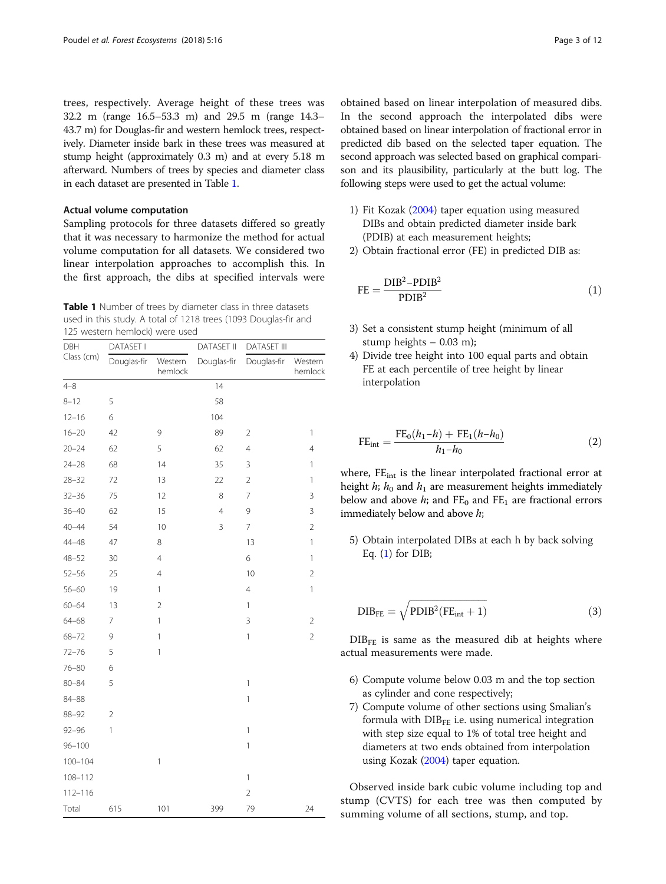trees, respectively. Average height of these trees was 32.2 m (range 16.5–53.3 m) and 29.5 m (range 14.3–43.7 m) for Douglas-fir and western hemlock trees, respectively. Diameter inside bark in these trees was measured at stump height (approximately 0.3 m) and at every 5.18 m afterward. Numbers of trees by species and diameter class in each dataset are presented in Table 1.

### Actual volume computation

Sampling protocols for three datasets differed so greatly that it was necessary to harmonize the method for actual volume computation for all datasets. We considered two linear interpolation approaches to accomplish this. In the first approach, the dibs at specified intervals were obtained based on linear interpolation of measured dibs. In the second approach the interpolated dibs were obtained based on linear interpolation of fractional error in predicted dib based on the selected taper equation. The second approach was selected based on graphical comparison and its plausibility, particularly at the butt log. The following steps were used to get the actual volume:

**Table 1** Number of trees by diameter class in three datasets used in this study. A total of 1218 trees (1093 Douglas-fir and 125 western hemlock) were used

| DBH Class (cm) | DATASET I | | DATASET II | DATASET III | |
|---|---|---|---|---|---|
| | Douglas-fir | Western hemlock | Douglas-fir | Douglas-fir | Western hemlock |
| 4–8 | | | 14 | | |
| 8–12 | 5 | | 58 | | |
| 12–16 | 6 | | 104 | | |
| 16–20 | 42 | 9 | 89 | 2 | 1 |
| 20–24 | 62 | 5 | 62 | 4 | 4 |
| 24–28 | 68 | 14 | 35 | 3 | 1 |
| 28–32 | 72 | 13 | 22 | 2 | 1 |
| 32–36 | 75 | 12 | 8 | 7 | 3 |
| 36–40 | 62 | 15 | 4 | 9 | 3 |
| 40–44 | 54 | 10 | 3 | 7 | 2 |
| 44–48 | 47 | 8 | | 13 | 1 |
| 48–52 | 30 | 4 | | 6 | 1 |
| 52–56 | 25 | 4 | | 10 | 2 |
| 56–60 | 19 | 1 | | 4 | 1 |
| 60–64 | 13 | 2 | | 1 | |
| 64–68 | 7 | 1 | | 3 | 2 |
| 68–72 | 9 | 1 | | 1 | 2 |
| 72–76 | 5 | 1 | | | |
| 76–80 | 6 | | | | |
| 80–84 | 5 | | | 1 | |
| 84–88 | | | | 1 | |
| 88–92 | 2 | | | | |
| 92–96 | 1 | | | 1 | |
| 96–100 | | | | 1 | |
| 100–104 | | 1 | | | |
| 108–112 | | | | 1 | |
| 112–116 | | | | 2 | |
| Total | 615 | 101 | 399 | 79 | 24 |

1) Fit Kozak (2004) taper equation using measured DIBs and obtain predicted diameter inside bark (PDIB) at each measurement heights;
2) Obtain fractional error (FE) in predicted DIB as:

$$\mathrm{FE} = \frac{\mathrm{DIB}^2 - \mathrm{PDIB}^2}{\mathrm{PDIB}^2} \tag{1}$$

3) Set a consistent stump height (minimum of all stump heights – 0.03 m);
4) Divide tree height into 100 equal parts and obtain FE at each percentile of tree height by linear interpolation

$$\mathrm{FE}_{\mathrm{int}} = \frac{\mathrm{FE}_0(h_1 - h) + \mathrm{FE}_1(h - h_0)}{h_1 - h_0} \tag{2}$$

where, $\mathrm{FE}_{\mathrm{int}}$ is the linear interpolated fractional error at height $h$; $h_0$ and $h_1$ are measurement heights immediately below and above $h$; and $\mathrm{FE}_0$ and $\mathrm{FE}_1$ are fractional errors immediately below and above $h$;

5) Obtain interpolated DIBs at each h by back solving Eq. (1) for DIB;

$$\mathrm{DIB}_{\mathrm{FE}} = \sqrt{\mathrm{PDIB}^2(\mathrm{FE}_{\mathrm{int}} + 1)} \tag{3}$$

$\mathrm{DIB}_{\mathrm{FE}}$ is same as the measured dib at heights where actual measurements were made.

6) Compute volume below 0.03 m and the top section as cylinder and cone respectively;
7) Compute volume of other sections using Smalian's formula with $\mathrm{DIB}_{\mathrm{FE}}$ i.e. using numerical integration with step size equal to 1% of total tree height and diameters at two ends obtained from interpolation using Kozak (2004) taper equation.

Observed inside bark cubic volume including top and stump (CVTS) for each tree was then computed by summing volume of all sections, stump, and top.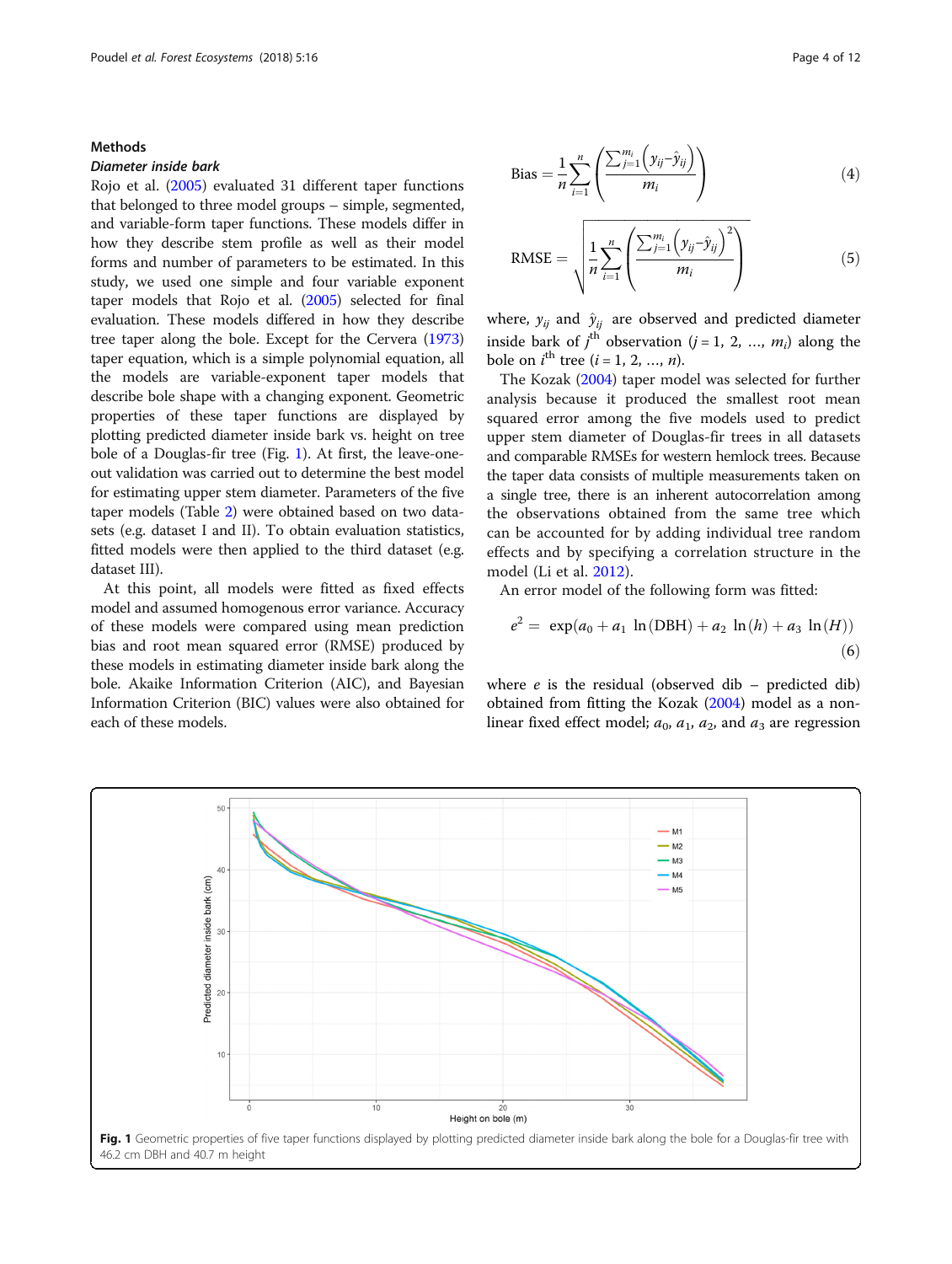## Methods

### *Diameter inside bark*

Rojo et al. (2005) evaluated 31 different taper functions that belonged to three model groups – simple, segmented, and variable-form taper functions. These models differ in how they describe stem profile as well as their model forms and number of parameters to be estimated. In this study, we used one simple and four variable exponent taper models that Rojo et al. (2005) selected for final evaluation. These models differed in how they describe tree taper along the bole. Except for the Cervera (1973) taper equation, which is a simple polynomial equation, all the models are variable-exponent taper models that describe bole shape with a changing exponent. Geometric properties of these taper functions are displayed by plotting predicted diameter inside bark vs. height on tree bole of a Douglas-fir tree (Fig. 1). At first, the leave-one-out validation was carried out to determine the best model for estimating upper stem diameter. Parameters of the five taper models (Table 2) were obtained based on two datasets (e.g. dataset I and II). To obtain evaluation statistics, fitted models were then applied to the third dataset (e.g. dataset III).

At this point, all models were fitted as fixed effects model and assumed homogenous error variance. Accuracy of these models were compared using mean prediction bias and root mean squared error (RMSE) produced by these models in estimating diameter inside bark along the bole. Akaike Information Criterion (AIC), and Bayesian Information Criterion (BIC) values were also obtained for each of these models.

$$\text{Bias} = \frac{1}{n}\sum_{i=1}^{n}\left(\frac{\sum_{j=1}^{m_i}\left(y_{ij}-\hat{y}_{ij}\right)}{m_i}\right) \tag{4}$$

$$\text{RMSE} = \sqrt{\frac{1}{n}\sum_{i=1}^{n}\left(\frac{\sum_{j=1}^{m_i}\left(y_{ij}-\hat{y}_{ij}\right)^2}{m_i}\right)} \tag{5}$$

where, $y_{ij}$ and $\hat{y}_{ij}$ are observed and predicted diameter inside bark of $j^{\text{th}}$ observation ($j = 1, 2, \ldots, m_i$) along the bole on $i^{\text{th}}$ tree ($i = 1, 2, \ldots, n$).

The Kozak (2004) taper model was selected for further analysis because it produced the smallest root mean squared error among the five models used to predict upper stem diameter of Douglas-fir trees in all datasets and comparable RMSEs for western hemlock trees. Because the taper data consists of multiple measurements taken on a single tree, there is an inherent autocorrelation among the observations obtained from the same tree which can be accounted for by adding individual tree random effects and by specifying a correlation structure in the model (Li et al. 2012).

An error model of the following form was fitted:

$$e^2 = \exp(a_0 + a_1 \ln(\text{DBH}) + a_2 \ln(h) + a_3 \ln(H)) \tag{6}$$

where $e$ is the residual (observed dib – predicted dib) obtained from fitting the Kozak (2004) model as a non-linear fixed effect model; $a_0$, $a_1$, $a_2$, and $a_3$ are regression

**Fig. 1** Geometric properties of five taper functions displayed by plotting predicted diameter inside bark along the bole for a Douglas-fir tree with 46.2 cm DBH and 40.7 m height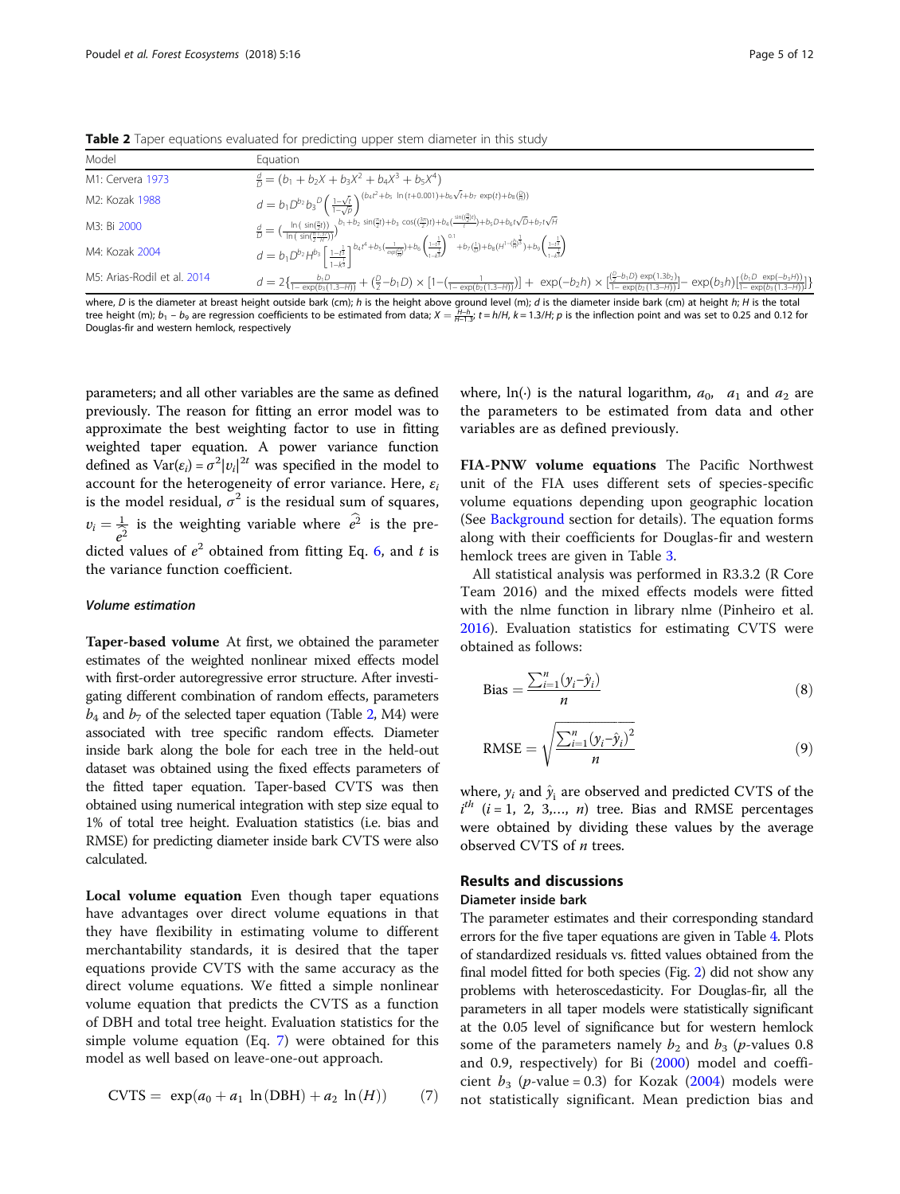**Table 2** Taper equations evaluated for predicting upper stem diameter in this study

| Model | Equation |
| --- | --- |
| M1: Cervera 1973 | $\frac{d}{D} = (b_1 + b_2X + b_3X^2 + b_4X^3 + b_5X^4)$ |
| M2: Kozak 1988 | $d = b_1D^{b_2}b_3^{D}\left(\frac{1-\sqrt{t}}{1-\sqrt{p}}\right)^{(b_4t^2+b_5\ \ln(t+0.001)+b_6\sqrt{t}+b_7\ \exp(t)+b_8\left(\frac{D}{H}\right))}$ |
| M3: Bi 2000 | $\frac{d}{D} = \left(\frac{\ln(\sin(\frac{\pi}{2}t))}{\ln(\sin(\frac{\pi}{2}\frac{1.3}{H}))}\right)^{b_1+b_2\ \sin(\frac{\pi}{2}t)+b_3\ \cos(\frac{3\pi}{2}t)+b_4\left(\frac{\sin(\frac{\pi}{2}t)}{t}\right)+b_5D+b_6t\sqrt{D}+b_7t\sqrt{H}}$ |
| M4: Kozak 2004 | $d = b_1D^{b_2}H^{b_3}\left[\frac{1-t^{\frac{1}{3}}}{1-k^{\frac{1}{3}}}\right]^{b_4t^4+b_5\left(\frac{1}{\exp(\frac{D}{H})}\right)+b_6\left(\frac{1-t^{\frac{1}{3}}}{1-k^{\frac{1}{3}}}\right)^{0.1}+b_7\left(\frac{1}{D}\right)+b_8\left(H^{1-\left(\frac{h}{H}\right)^{\frac{1}{3}}}\right)+b_9\left(\frac{1-t^{\frac{1}{3}}}{1-k^{\frac{1}{3}}}\right)}$ |
| M5: Arias-Rodil et al. 2014 | $d = 2\left\{\frac{b_1D}{1-\exp(b_3(1.3-H))} + \left(\frac{D}{2}-b_1D\right)\times\left[1-\left(\frac{1}{1-\exp(b_2(1.3-H))}\right)\right] + \exp(-b_2h)\times\left[\frac{\left(\frac{D}{2}-b_1D\right)\exp(1.3b_2)}{1-\exp(b_2(1.3-H))}\right] - \exp(b_3h)\left[\frac{(b_1D\ \exp(-b_3H))}{1-\exp(b_3(1.3-H))}\right]\right\}$ |

where, $D$ is the diameter at breast height outside bark (cm); $h$ is the height above ground level (m); $d$ is the diameter inside bark (cm) at height $h$; $H$ is the total tree height (m); $b_1 - b_9$ are regression coefficients to be estimated from data; $X = \frac{H-h}{H-1.3}$; $t = h/H$, $k = 1.3/H$; $p$ is the inflection point and was set to 0.25 and 0.12 for Douglas-fir and western hemlock, respectively

parameters; and all other variables are the same as defined previously. The reason for fitting an error model was to approximate the best weighting factor to use in fitting weighted taper equation. A power variance function defined as $\text{Var}(\varepsilon_i) = \sigma^2|v_i|^{2t}$ was specified in the model to account for the heterogeneity of error variance. Here, $\varepsilon_i$ is the model residual, $\sigma^2$ is the residual sum of squares, $v_i = \frac{1}{\widehat{e^2}}$ is the weighting variable where $\widehat{e^2}$ is the predicted values of $e^2$ obtained from fitting Eq. 6, and $t$ is the variance function coefficient.

### Volume estimation

**Taper-based volume** At first, we obtained the parameter estimates of the weighted nonlinear mixed effects model with first-order autoregressive error structure. After investigating different combination of random effects, parameters $b_4$ and $b_7$ of the selected taper equation (Table 2, M4) were associated with tree specific random effects. Diameter inside bark along the bole for each tree in the held-out dataset was obtained using the fixed effects parameters of the fitted taper equation. Taper-based CVTS was then obtained using numerical integration with step size equal to 1% of total tree height. Evaluation statistics (i.e. bias and RMSE) for predicting diameter inside bark CVTS were also calculated.

**Local volume equation** Even though taper equations have advantages over direct volume equations in that they have flexibility in estimating volume to different merchantability standards, it is desired that the taper equations provide CVTS with the same accuracy as the direct volume equations. We fitted a simple nonlinear volume equation that predicts the CVTS as a function of DBH and total tree height. Evaluation statistics for the simple volume equation (Eq. 7) were obtained for this model as well based on leave-one-out approach.

$$\text{CVTS} = \exp(a_0 + a_1\ \ln(\text{DBH}) + a_2\ \ln(H)) \tag{7}$$

where, $\ln(\cdot)$ is the natural logarithm, $a_0$, $a_1$ and $a_2$ are the parameters to be estimated from data and other variables are as defined previously.

**FIA-PNW volume equations** The Pacific Northwest unit of the FIA uses different sets of species-specific volume equations depending upon geographic location (See Background section for details). The equation forms along with their coefficients for Douglas-fir and western hemlock trees are given in Table 3.

All statistical analysis was performed in R3.3.2 (R Core Team 2016) and the mixed effects models were fitted with the nlme function in library nlme (Pinheiro et al. 2016). Evaluation statistics for estimating CVTS were obtained as follows:

$$\text{Bias} = \frac{\sum_{i=1}^{n}(y_i - \hat{y}_i)}{n} \tag{8}$$

$$\text{RMSE} = \sqrt{\frac{\sum_{i=1}^{n}(y_i - \hat{y}_i)^2}{n}} \tag{9}$$

where, $y_i$ and $\hat{y}_i$ are observed and predicted CVTS of the $i^{th}$ ($i = 1, 2, 3,\ldots, n$) tree. Bias and RMSE percentages were obtained by dividing these values by the average observed CVTS of $n$ trees.

## Results and discussions

### Diameter inside bark

The parameter estimates and their corresponding standard errors for the five taper equations are given in Table 4. Plots of standardized residuals vs. fitted values obtained from the final model fitted for both species (Fig. 2) did not show any problems with heteroscedasticity. For Douglas-fir, all the parameters in all taper models were statistically significant at the 0.05 level of significance but for western hemlock some of the parameters namely $b_2$ and $b_3$ ($p$-values 0.8 and 0.9, respectively) for Bi (2000) model and coefficient $b_3$ ($p$-value = 0.3) for Kozak (2004) models were not statistically significant. Mean prediction bias and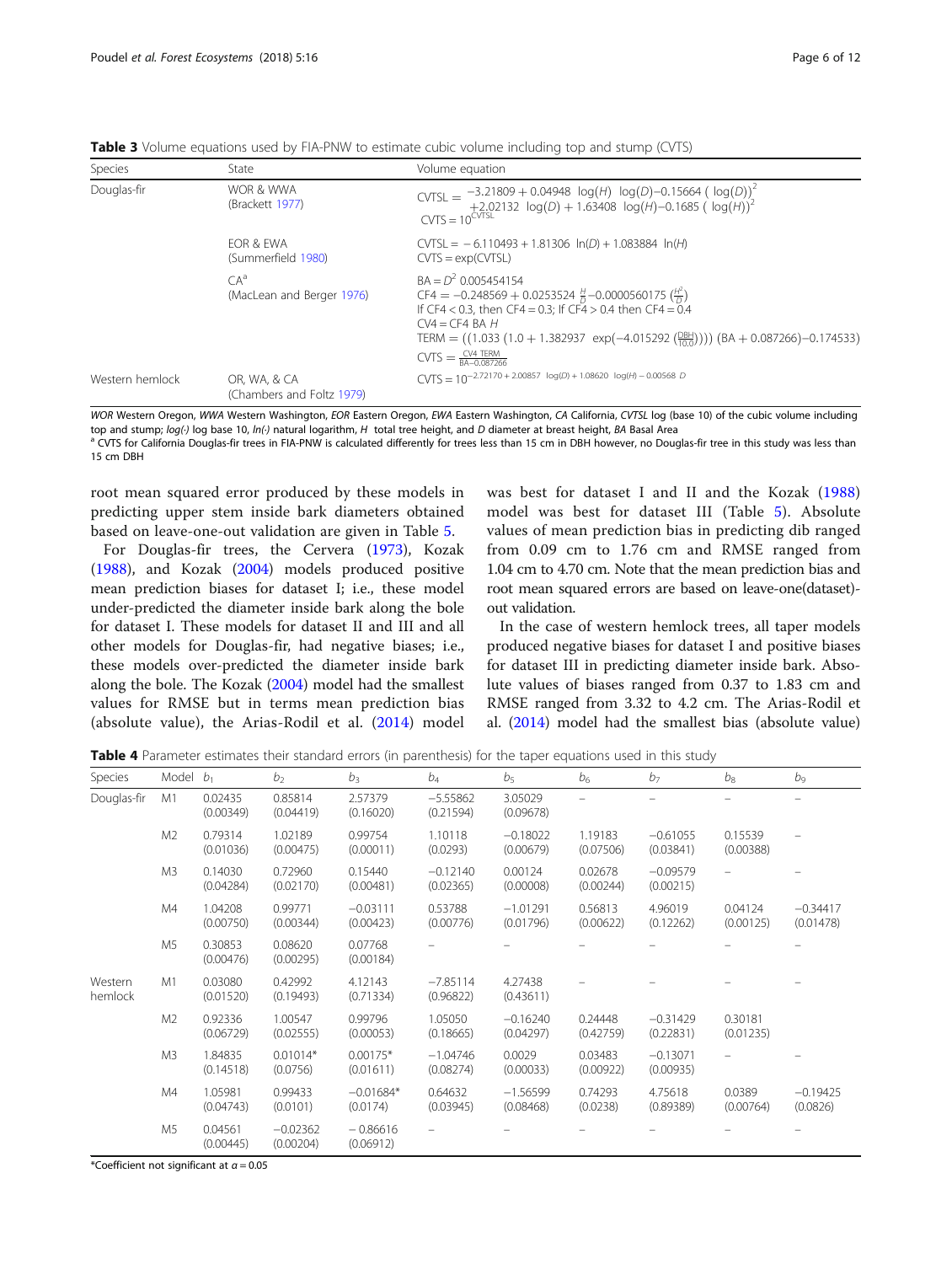**Table 3** Volume equations used by FIA-PNW to estimate cubic volume including top and stump (CVTS)

| Species | State | Volume equation |
|---|---|---|
| Douglas-fir | WOR & WWA (Brackett 1977) | $CVTSL = -3.21809 + 0.04948\ \log(H)\ \log(D) - 0.15664\ (\log(D))^2 + 2.02132\ \log(D) + 1.63408\ \log(H) - 0.1685\ (\log(H))^2$ <br> $CVTS = 10^{CVTSL}$ |
| | EOR & EWA (Summerfield 1980) | $CVTSL = -6.110493 + 1.81306\ \ln(D) + 1.083884\ \ln(H)$ <br> $CVTS = \exp(CVTSL)$ |
| | CA[a] (MacLean and Berger 1976) | $BA = D^2\ 0.005454154$ <br> $CF4 = -0.248569 + 0.0253524\ \frac{H}{D} - 0.0000560175\ (\frac{H^2}{D})$ <br> If CF4 < 0.3, then CF4 = 0.3; If CF4 > 0.4 then CF4 = 0.4 <br> $CV4 = CF4\ BA\ H$ <br> $TERM = ((1.033\ (1.0 + 1.382937\ \exp(-4.015292\ (\frac{DBH}{10.0}))))\ (BA + 0.087266) - 0.174533)$ <br> $CVTS = \frac{CV4\ TERM}{BA - 0.087266}$ |
| Western hemlock | OR, WA, & CA (Chambers and Foltz 1979) | $CVTS = 10^{-2.72170 + 2.00857\ \log(D) + 1.08620\ \log(H) - 0.00568\ D}$ |

*WOR* Western Oregon, *WWA* Western Washington, *EOR* Eastern Oregon, *EWA* Eastern Washington, *CA* California, *CVTSL* log (base 10) of the cubic volume including top and stump; *log(·)* log base 10, *ln(·)* natural logarithm, *H* total tree height, and *D* diameter at breast height, *BA* Basal Area

[a] CVTS for California Douglas-fir trees in FIA-PNW is calculated differently for trees less than 15 cm in DBH however, no Douglas-fir tree in this study was less than 15 cm DBH

root mean squared error produced by these models in predicting upper stem inside bark diameters obtained based on leave-one-out validation are given in Table 5.

For Douglas-fir trees, the Cervera (1973), Kozak (1988), and Kozak (2004) models produced positive mean prediction biases for dataset I; i.e., these model under-predicted the diameter inside bark along the bole for dataset I. These models for dataset II and III and all other models for Douglas-fir, had negative biases; i.e., these models over-predicted the diameter inside bark along the bole. The Kozak (2004) model had the smallest values for RMSE but in terms mean prediction bias (absolute value), the Arias-Rodil et al. (2014) model was best for dataset I and II and the Kozak (1988) model was best for dataset III (Table 5). Absolute values of mean prediction bias in predicting dib ranged from 0.09 cm to 1.76 cm and RMSE ranged from 1.04 cm to 4.70 cm. Note that the mean prediction bias and root mean squared errors are based on leave-one(dataset)-out validation.

In the case of western hemlock trees, all taper models produced negative biases for dataset I and positive biases for dataset III in predicting diameter inside bark. Absolute values of biases ranged from 0.37 to 1.83 cm and RMSE ranged from 3.32 to 4.2 cm. The Arias-Rodil et al. (2014) model had the smallest bias (absolute value)

**Table 4** Parameter estimates their standard errors (in parenthesis) for the taper equations used in this study

| Species | Model | $b_1$ | $b_2$ | $b_3$ | $b_4$ | $b_5$ | $b_6$ | $b_7$ | $b_8$ | $b_9$ |
|---|---|---|---|---|---|---|---|---|---|---|
| Douglas-fir | M1 | 0.02435 (0.00349) | 0.85814 (0.04419) | 2.57379 (0.16020) | −5.55862 (0.21594) | 3.05029 (0.09678) | – | – | – | – |
| | M2 | 0.79314 (0.01036) | 1.02189 (0.00475) | 0.99754 (0.00011) | 1.10118 (0.0293) | −0.18022 (0.00679) | 1.19183 (0.07506) | −0.61055 (0.03841) | 0.15539 (0.00388) | – |
| | M3 | 0.14030 (0.04284) | 0.72960 (0.02170) | 0.15440 (0.00481) | −0.12140 (0.02365) | 0.00124 (0.00008) | 0.02678 (0.00244) | −0.09579 (0.00215) | – | – |
| | M4 | 1.04208 (0.00750) | 0.99771 (0.00344) | −0.03111 (0.00423) | 0.53788 (0.00776) | −1.01291 (0.01796) | 0.56813 (0.00622) | 4.96019 (0.12262) | 0.04124 (0.00125) | −0.34417 (0.01478) |
| | M5 | 0.30853 (0.00476) | 0.08620 (0.00295) | 0.07768 (0.00184) | – | – | – | – | – | – |
| Western hemlock | M1 | 0.03080 (0.01520) | 0.42992 (0.19493) | 4.12143 (0.71334) | −7.85114 (0.96822) | 4.27438 (0.43611) | – | – | – | – |
| | M2 | 0.92336 (0.06729) | 1.00547 (0.02555) | 0.99796 (0.00053) | 1.05050 (0.18665) | −0.16240 (0.04297) | 0.24448 (0.42759) | −0.31429 (0.22831) | 0.30181 (0.01235) | – |
| | M3 | 1.84835 (0.14518) | 0.01014* (0.0756) | 0.00175* (0.01611) | −1.04746 (0.08274) | 0.0029 (0.00033) | 0.03483 (0.00922) | −0.13071 (0.00935) | – | – |
| | M4 | 1.05981 (0.04743) | 0.99433 (0.0101) | −0.01684* (0.0174) | 0.64632 (0.03945) | −1.56599 (0.08468) | 0.74293 (0.0238) | 4.75618 (0.89389) | 0.0389 (0.00764) | −0.19425 (0.0826) |
| | M5 | 0.04561 (0.00445) | −0.02362 (0.00204) | − 0.86616 (0.06912) | – | – | – | – | – | – |

*Coefficient not significant at $\alpha = 0.05$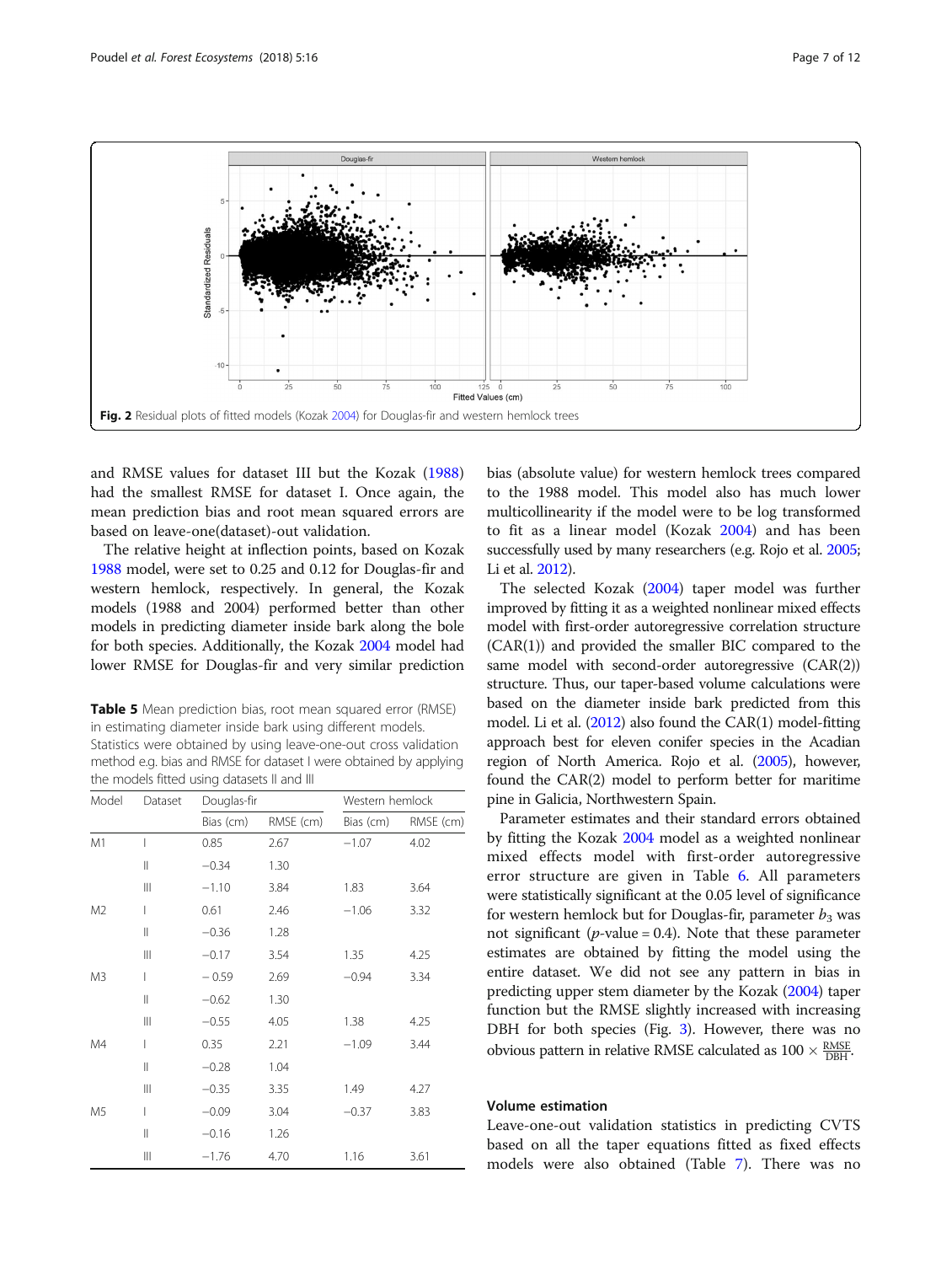Fig. 2 Residual plots of fitted models (Kozak 2004) for Douglas-fir and western hemlock trees

and RMSE values for dataset III but the Kozak (1988) had the smallest RMSE for dataset I. Once again, the mean prediction bias and root mean squared errors are based on leave-one(dataset)-out validation.

The relative height at inflection points, based on Kozak 1988 model, were set to 0.25 and 0.12 for Douglas-fir and western hemlock, respectively. In general, the Kozak models (1988 and 2004) performed better than other models in predicting diameter inside bark along the bole for both species. Additionally, the Kozak 2004 model had lower RMSE for Douglas-fir and very similar prediction bias (absolute value) for western hemlock trees compared to the 1988 model. This model also has much lower multicollinearity if the model were to be log transformed to fit as a linear model (Kozak 2004) and has been successfully used by many researchers (e.g. Rojo et al. 2005; Li et al. 2012).

**Table 5** Mean prediction bias, root mean squared error (RMSE) in estimating diameter inside bark using different models. Statistics were obtained by using leave-one-out cross validation method e.g. bias and RMSE for dataset I were obtained by applying the models fitted using datasets II and III

| Model | Dataset | Douglas-fir | | Western hemlock | |
|---|---|---|---|---|---|
| | | Bias (cm) | RMSE (cm) | Bias (cm) | RMSE (cm) |
| M1 | I | 0.85 | 2.67 | −1.07 | 4.02 |
| | II | −0.34 | 1.30 | | |
| | III | −1.10 | 3.84 | 1.83 | 3.64 |
| M2 | I | 0.61 | 2.46 | −1.06 | 3.32 |
| | II | −0.36 | 1.28 | | |
| | III | −0.17 | 3.54 | 1.35 | 4.25 |
| M3 | I | −0.59 | 2.69 | −0.94 | 3.34 |
| | II | −0.62 | 1.30 | | |
| | III | −0.55 | 4.05 | 1.38 | 4.25 |
| M4 | I | 0.35 | 2.21 | −1.09 | 3.44 |
| | II | −0.28 | 1.04 | | |
| | III | −0.35 | 3.35 | 1.49 | 4.27 |
| M5 | I | −0.09 | 3.04 | −0.37 | 3.83 |
| | II | −0.16 | 1.26 | | |
| | III | −1.76 | 4.70 | 1.16 | 3.61 |

The selected Kozak (2004) taper model was further improved by fitting it as a weighted nonlinear mixed effects model with first-order autoregressive correlation structure (CAR(1)) and provided the smaller BIC compared to the same model with second-order autoregressive (CAR(2)) structure. Thus, our taper-based volume calculations were based on the diameter inside bark predicted from this model. Li et al. (2012) also found the CAR(1) model-fitting approach best for eleven conifer species in the Acadian region of North America. Rojo et al. (2005), however, found the CAR(2) model to perform better for maritime pine in Galicia, Northwestern Spain.

Parameter estimates and their standard errors obtained by fitting the Kozak 2004 model as a weighted nonlinear mixed effects model with first-order autoregressive error structure are given in Table 6. All parameters were statistically significant at the 0.05 level of significance for western hemlock but for Douglas-fir, parameter $b_3$ was not significant ($p$-value = 0.4). Note that these parameter estimates are obtained by fitting the model using the entire dataset. We did not see any pattern in bias in predicting upper stem diameter by the Kozak (2004) taper function but the RMSE slightly increased with increasing DBH for both species (Fig. 3). However, there was no obvious pattern in relative RMSE calculated as $100 \times \frac{\text{RMSE}}{\text{DBH}}$.

### Volume estimation

Leave-one-out validation statistics in predicting CVTS based on all the taper equations fitted as fixed effects models were also obtained (Table 7). There was no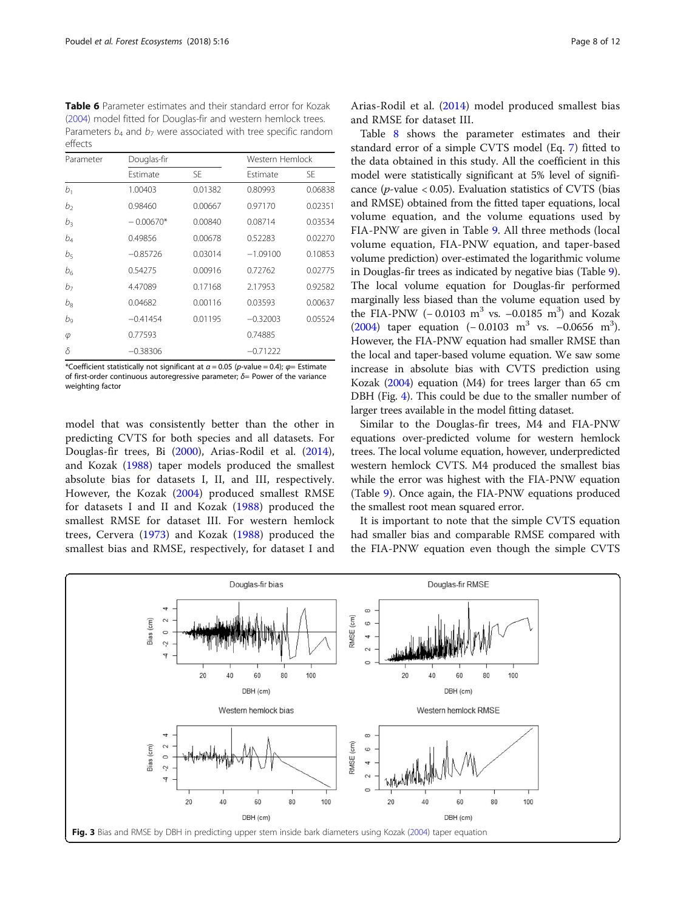**Table 6** Parameter estimates and their standard error for Kozak (2004) model fitted for Douglas-fir and western hemlock trees. Parameters $b_4$ and $b_7$ were associated with tree specific random effects

| Parameter | Douglas-fir | | Western Hemlock | |
|---|---|---|---|---|
| | Estimate | SE | Estimate | SE |
| $b_1$ | 1.00403 | 0.01382 | 0.80993 | 0.06838 |
| $b_2$ | 0.98460 | 0.00667 | 0.97170 | 0.02351 |
| $b_3$ | − 0.00670* | 0.00840 | 0.08714 | 0.03534 |
| $b_4$ | 0.49856 | 0.00678 | 0.52283 | 0.02270 |
| $b_5$ | −0.85726 | 0.03014 | −1.09100 | 0.10853 |
| $b_6$ | 0.54275 | 0.00916 | 0.72762 | 0.02775 |
| $b_7$ | 4.47089 | 0.17168 | 2.17953 | 0.92582 |
| $b_8$ | 0.04682 | 0.00116 | 0.03593 | 0.00637 |
| $b_9$ | −0.41454 | 0.01195 | −0.32003 | 0.05524 |
| $\varphi$ | 0.77593 | | 0.74885 | |
| $\delta$ | −0.38306 | | −0.71222 | |

*Coefficient statistically not significant at $\alpha = 0.05$ ($p$-value = 0.4); $\varphi$= Estimate of first-order continuous autoregressive parameter; $\delta$= Power of the variance weighting factor

model that was consistently better than the other in predicting CVTS for both species and all datasets. For Douglas-fir trees, Bi (2000), Arias-Rodil et al. (2014), and Kozak (1988) taper models produced the smallest absolute bias for datasets I, II, and III, respectively. However, the Kozak (2004) produced smallest RMSE for datasets I and II and Kozak (1988) produced the smallest RMSE for dataset III. For western hemlock trees, Cervera (1973) and Kozak (1988) produced the smallest bias and RMSE, respectively, for dataset I and Arias-Rodil et al. (2014) model produced smallest bias and RMSE for dataset III.

Table 8 shows the parameter estimates and their standard error of a simple CVTS model (Eq. 7) fitted to the data obtained in this study. All the coefficient in this model were statistically significant at 5% level of significance ($p$-value < 0.05). Evaluation statistics of CVTS (bias and RMSE) obtained from the fitted taper equations, local volume equation, and the volume equations used by FIA-PNW are given in Table 9. All three methods (local volume equation, FIA-PNW equation, and taper-based volume prediction) over-estimated the logarithmic volume in Douglas-fir trees as indicated by negative bias (Table 9). The local volume equation for Douglas-fir performed marginally less biased than the volume equation used by the FIA-PNW (− 0.0103 $m^3$ vs. −0.0185 $m^3$) and Kozak (2004) taper equation (− 0.0103 $m^3$ vs. −0.0656 $m^3$). However, the FIA-PNW equation had smaller RMSE than the local and taper-based volume equation. We saw some increase in absolute bias with CVTS prediction using Kozak (2004) equation (M4) for trees larger than 65 cm DBH (Fig. 4). This could be due to the smaller number of larger trees available in the model fitting dataset.

Similar to the Douglas-fir trees, M4 and FIA-PNW equations over-predicted volume for western hemlock trees. The local volume equation, however, underpredicted western hemlock CVTS. M4 produced the smallest bias while the error was highest with the FIA-PNW equation (Table 9). Once again, the FIA-PNW equations produced the smallest root mean squared error.

It is important to note that the simple CVTS equation had smaller bias and comparable RMSE compared with the FIA-PNW equation even though the simple CVTS

**Fig. 3** Bias and RMSE by DBH in predicting upper stem inside bark diameters using Kozak (2004) taper equation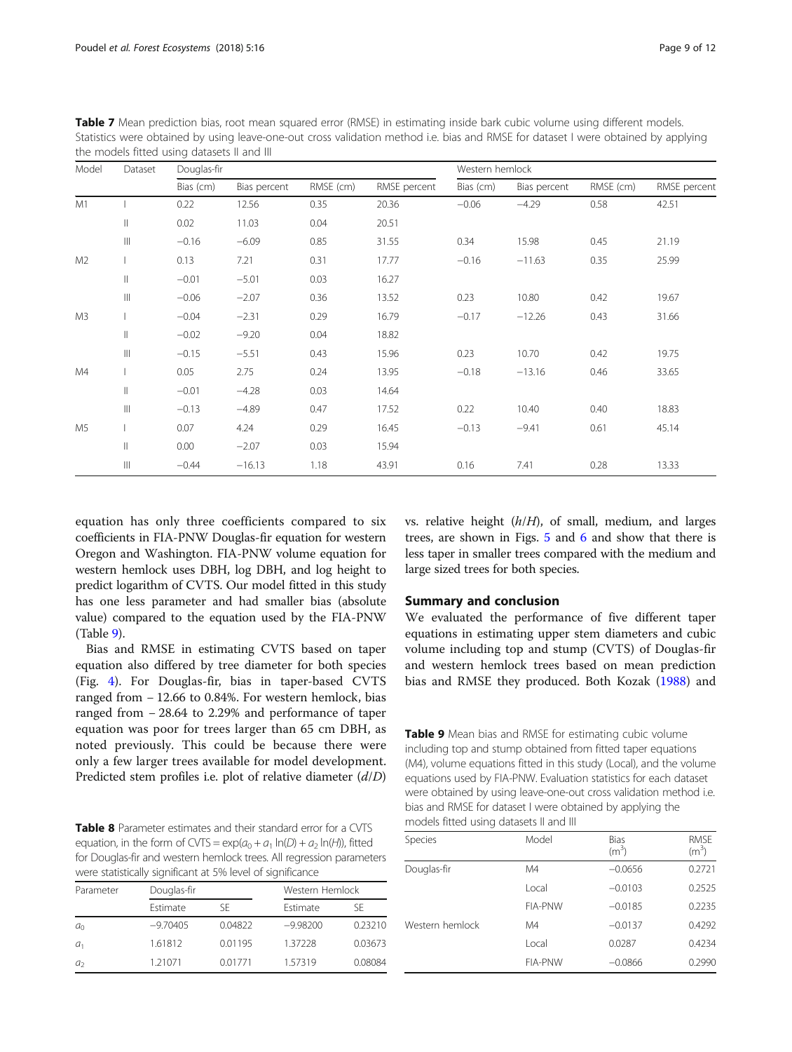**Table 7** Mean prediction bias, root mean squared error (RMSE) in estimating inside bark cubic volume using different models. Statistics were obtained by using leave-one-out cross validation method i.e. bias and RMSE for dataset I were obtained by applying the models fitted using datasets II and III

| Model | Dataset | Douglas-fir | | | | Western hemlock | | | |
|---|---|---|---|---|---|---|---|---|---|
| | | Bias (cm) | Bias percent | RMSE (cm) | RMSE percent | Bias (cm) | Bias percent | RMSE (cm) | RMSE percent |
| M1 | I | 0.22 | 12.56 | 0.35 | 20.36 | −0.06 | −4.29 | 0.58 | 42.51 |
| | II | 0.02 | 11.03 | 0.04 | 20.51 | | | | |
| | III | −0.16 | −6.09 | 0.85 | 31.55 | 0.34 | 15.98 | 0.45 | 21.19 |
| M2 | I | 0.13 | 7.21 | 0.31 | 17.77 | −0.16 | −11.63 | 0.35 | 25.99 |
| | II | −0.01 | −5.01 | 0.03 | 16.27 | | | | |
| | III | −0.06 | −2.07 | 0.36 | 13.52 | 0.23 | 10.80 | 0.42 | 19.67 |
| M3 | I | −0.04 | −2.31 | 0.29 | 16.79 | −0.17 | −12.26 | 0.43 | 31.66 |
| | II | −0.02 | −9.20 | 0.04 | 18.82 | | | | |
| | III | −0.15 | −5.51 | 0.43 | 15.96 | 0.23 | 10.70 | 0.42 | 19.75 |
| M4 | I | 0.05 | 2.75 | 0.24 | 13.95 | −0.18 | −13.16 | 0.46 | 33.65 |
| | II | −0.01 | −4.28 | 0.03 | 14.64 | | | | |
| | III | −0.13 | −4.89 | 0.47 | 17.52 | 0.22 | 10.40 | 0.40 | 18.83 |
| M5 | I | 0.07 | 4.24 | 0.29 | 16.45 | −0.13 | −9.41 | 0.61 | 45.14 |
| | II | 0.00 | −2.07 | 0.03 | 15.94 | | | | |
| | III | −0.44 | −16.13 | 1.18 | 43.91 | 0.16 | 7.41 | 0.28 | 13.33 |

equation has only three coefficients compared to six coefficients in FIA-PNW Douglas-fir equation for western Oregon and Washington. FIA-PNW volume equation for western hemlock uses DBH, log DBH, and log height to predict logarithm of CVTS. Our model fitted in this study has one less parameter and had smaller bias (absolute value) compared to the equation used by the FIA-PNW (Table 9).

Bias and RMSE in estimating CVTS based on taper equation also differed by tree diameter for both species (Fig. 4). For Douglas-fir, bias in taper-based CVTS ranged from − 12.66 to 0.84%. For western hemlock, bias ranged from − 28.64 to 2.29% and performance of taper equation was poor for trees larger than 65 cm DBH, as noted previously. This could be because there were only a few larger trees available for model development. Predicted stem profiles i.e. plot of relative diameter ($d/D$) vs. relative height ($h/H$), of small, medium, and larges trees, are shown in Figs. 5 and 6 and show that there is less taper in smaller trees compared with the medium and large sized trees for both species.

**Table 8** Parameter estimates and their standard error for a CVTS equation, in the form of CVTS = $\exp(a_0 + a_1 \ln(D) + a_2 \ln(H))$, fitted for Douglas-fir and western hemlock trees. All regression parameters were statistically significant at 5% level of significance

| Parameter | Douglas-fir | | Western Hemlock | |
|---|---|---|---|---|
| | Estimate | SE | Estimate | SE |
| $a_0$ | −9.70405 | 0.04822 | −9.98200 | 0.23210 |
| $a_1$ | 1.61812 | 0.01195 | 1.37228 | 0.03673 |
| $a_2$ | 1.21071 | 0.01771 | 1.57319 | 0.08084 |

## Summary and conclusion

We evaluated the performance of five different taper equations in estimating upper stem diameters and cubic volume including top and stump (CVTS) of Douglas-fir and western hemlock trees based on mean prediction bias and RMSE they produced. Both Kozak (1988) and

**Table 9** Mean bias and RMSE for estimating cubic volume including top and stump obtained from fitted taper equations (M4), volume equations fitted in this study (Local), and the volume equations used by FIA-PNW. Evaluation statistics for each dataset were obtained by using leave-one-out cross validation method i.e. bias and RMSE for dataset I were obtained by applying the models fitted using datasets II and III

| Species | Model | Bias ($m^3$) | RMSE ($m^3$) |
|---|---|---|---|
| Douglas-fir | M4 | −0.0656 | 0.2721 |
| | Local | −0.0103 | 0.2525 |
| | FIA-PNW | −0.0185 | 0.2235 |
| Western hemlock | M4 | −0.0137 | 0.4292 |
| | Local | 0.0287 | 0.4234 |
| | FIA-PNW | −0.0866 | 0.2990 |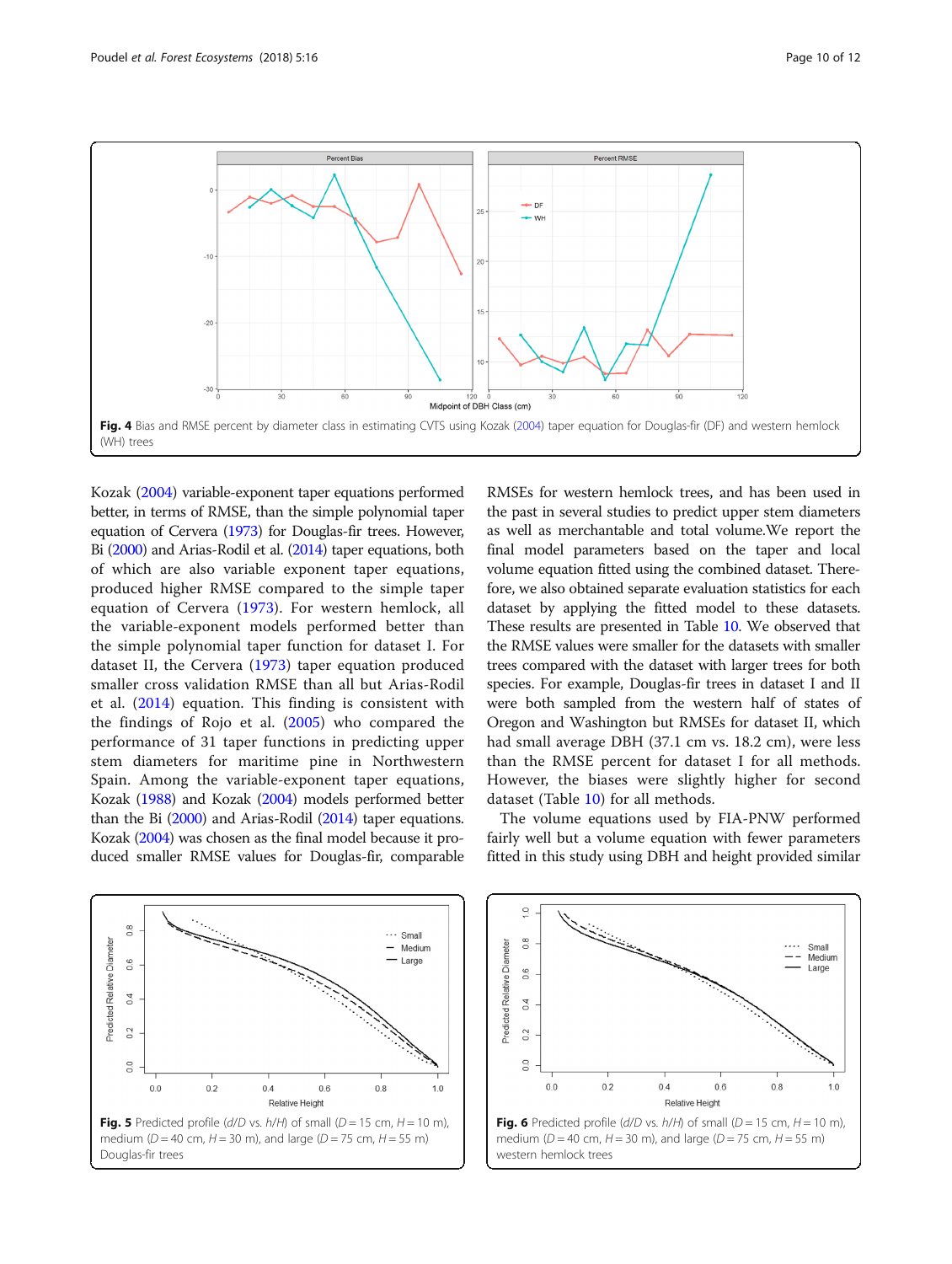**Fig. 4** Bias and RMSE percent by diameter class in estimating CVTS using Kozak (2004) taper equation for Douglas-fir (DF) and western hemlock (WH) trees

Kozak (2004) variable-exponent taper equations performed better, in terms of RMSE, than the simple polynomial taper equation of Cervera (1973) for Douglas-fir trees. However, Bi (2000) and Arias-Rodil et al. (2014) taper equations, both of which are also variable exponent taper equations, produced higher RMSE compared to the simple taper equation of Cervera (1973). For western hemlock, all the variable-exponent models performed better than the simple polynomial taper function for dataset I. For dataset II, the Cervera (1973) taper equation produced smaller cross validation RMSE than all but Arias-Rodil et al. (2014) equation. This finding is consistent with the findings of Rojo et al. (2005) who compared the performance of 31 taper functions in predicting upper stem diameters for maritime pine in Northwestern Spain. Among the variable-exponent taper equations, Kozak (1988) and Kozak (2004) models performed better than the Bi (2000) and Arias-Rodil (2014) taper equations. Kozak (2004) was chosen as the final model because it produced smaller RMSE values for Douglas-fir, comparable RMSEs for western hemlock trees, and has been used in the past in several studies to predict upper stem diameters as well as merchantable and total volume.We report the final model parameters based on the taper and local volume equation fitted using the combined dataset. Therefore, we also obtained separate evaluation statistics for each dataset by applying the fitted model to these datasets. These results are presented in Table 10. We observed that the RMSE values were smaller for the datasets with smaller trees compared with the dataset with larger trees for both species. For example, Douglas-fir trees in dataset I and II were both sampled from the western half of states of Oregon and Washington but RMSEs for dataset II, which had small average DBH (37.1 cm vs. 18.2 cm), were less than the RMSE percent for dataset I for all methods. However, the biases were slightly higher for second dataset (Table 10) for all methods.

The volume equations used by FIA-PNW performed fairly well but a volume equation with fewer parameters fitted in this study using DBH and height provided similar

**Fig. 5** Predicted profile ($d/D$ vs. $h/H$) of small ($D = 15$ cm, $H = 10$ m), medium ($D = 40$ cm, $H = 30$ m), and large ($D = 75$ cm, $H = 55$ m) Douglas-fir trees

**Fig. 6** Predicted profile ($d/D$ vs. $h/H$) of small ($D = 15$ cm, $H = 10$ m), medium ($D = 40$ cm, $H = 30$ m), and large ($D = 75$ cm, $H = 55$ m) western hemlock trees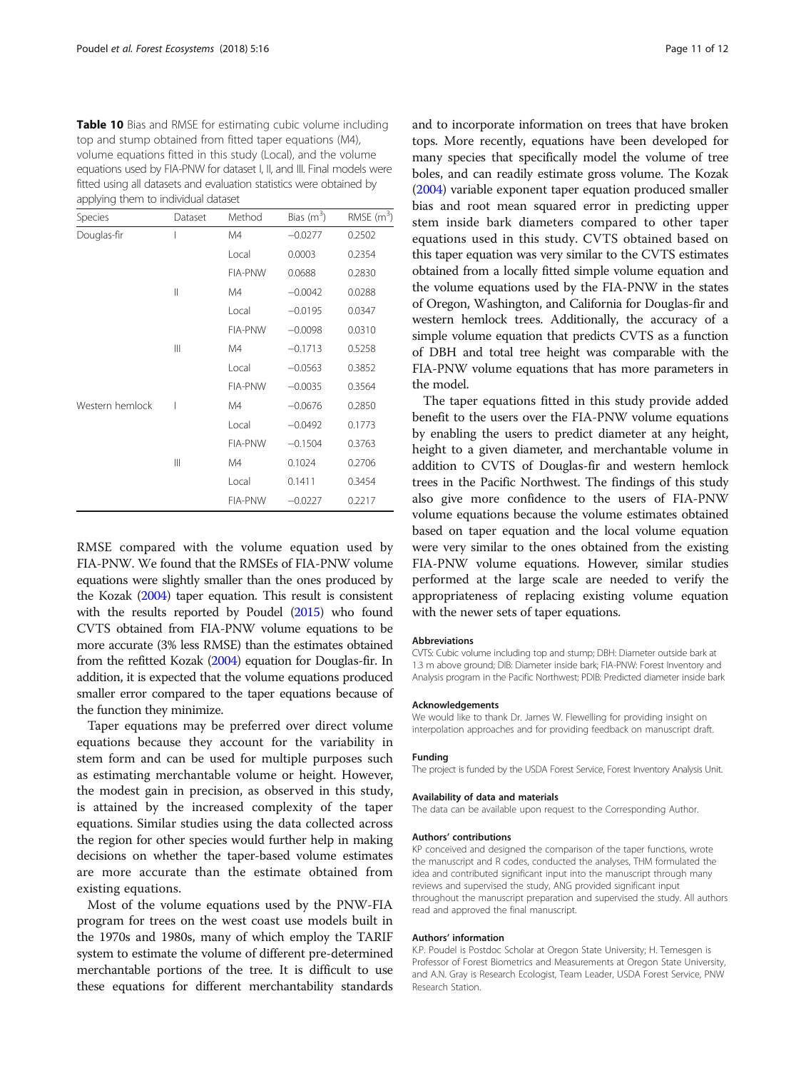**Table 10** Bias and RMSE for estimating cubic volume including top and stump obtained from fitted taper equations (M4), volume equations fitted in this study (Local), and the volume equations used by FIA-PNW for dataset I, II, and III. Final models were fitted using all datasets and evaluation statistics were obtained by applying them to individual dataset

| Species | Dataset | Method | Bias ($m^3$) | RMSE ($m^3$) |
|---|---|---|---|---|
| Douglas-fir | I | M4 | −0.0277 | 0.2502 |
| | | Local | 0.0003 | 0.2354 |
| | | FIA-PNW | 0.0688 | 0.2830 |
| | II | M4 | −0.0042 | 0.0288 |
| | | Local | −0.0195 | 0.0347 |
| | | FIA-PNW | −0.0098 | 0.0310 |
| | III | M4 | −0.1713 | 0.5258 |
| | | Local | −0.0563 | 0.3852 |
| | | FIA-PNW | −0.0035 | 0.3564 |
| Western hemlock | I | M4 | −0.0676 | 0.2850 |
| | | Local | −0.0492 | 0.1773 |
| | | FIA-PNW | −0.1504 | 0.3763 |
| | III | M4 | 0.1024 | 0.2706 |
| | | Local | 0.1411 | 0.3454 |
| | | FIA-PNW | −0.0227 | 0.2217 |

RMSE compared with the volume equation used by FIA-PNW. We found that the RMSEs of FIA-PNW volume equations were slightly smaller than the ones produced by the Kozak (2004) taper equation. This result is consistent with the results reported by Poudel (2015) who found CVTS obtained from FIA-PNW volume equations to be more accurate (3% less RMSE) than the estimates obtained from the refitted Kozak (2004) equation for Douglas-fir. In addition, it is expected that the volume equations produced smaller error compared to the taper equations because of the function they minimize.

Taper equations may be preferred over direct volume equations because they account for the variability in stem form and can be used for multiple purposes such as estimating merchantable volume or height. However, the modest gain in precision, as observed in this study, is attained by the increased complexity of the taper equations. Similar studies using the data collected across the region for other species would further help in making decisions on whether the taper-based volume estimates are more accurate than the estimate obtained from existing equations.

Most of the volume equations used by the PNW-FIA program for trees on the west coast use models built in the 1970s and 1980s, many of which employ the TARIF system to estimate the volume of different pre-determined merchantable portions of the tree. It is difficult to use these equations for different merchantability standards and to incorporate information on trees that have broken tops. More recently, equations have been developed for many species that specifically model the volume of tree boles, and can readily estimate gross volume. The Kozak (2004) variable exponent taper equation produced smaller bias and root mean squared error in predicting upper stem inside bark diameters compared to other taper equations used in this study. CVTS obtained based on this taper equation was very similar to the CVTS estimates obtained from a locally fitted simple volume equation and the volume equations used by the FIA-PNW in the states of Oregon, Washington, and California for Douglas-fir and western hemlock trees. Additionally, the accuracy of a simple volume equation that predicts CVTS as a function of DBH and total tree height was comparable with the FIA-PNW volume equations that has more parameters in the model.

The taper equations fitted in this study provide added benefit to the users over the FIA-PNW volume equations by enabling the users to predict diameter at any height, height to a given diameter, and merchantable volume in addition to CVTS of Douglas-fir and western hemlock trees in the Pacific Northwest. The findings of this study also give more confidence to the users of FIA-PNW volume equations because the volume estimates obtained based on taper equation and the local volume equation were very similar to the ones obtained from the existing FIA-PNW volume equations. However, similar studies performed at the large scale are needed to verify the appropriateness of replacing existing volume equation with the newer sets of taper equations.

#### Abbreviations

CVTS: Cubic volume including top and stump; DBH: Diameter outside bark at 1.3 m above ground; DIB: Diameter inside bark; FIA-PNW: Forest Inventory and Analysis program in the Pacific Northwest; PDIB: Predicted diameter inside bark

#### Acknowledgements

We would like to thank Dr. James W. Flewelling for providing insight on interpolation approaches and for providing feedback on manuscript draft.

#### Funding

The project is funded by the USDA Forest Service, Forest Inventory Analysis Unit.

#### Availability of data and materials

The data can be available upon request to the Corresponding Author.

#### Authors' contributions

KP conceived and designed the comparison of the taper functions, wrote the manuscript and R codes, conducted the analyses, THM formulated the idea and contributed significant input into the manuscript through many reviews and supervised the study, ANG provided significant input throughout the manuscript preparation and supervised the study. All authors read and approved the final manuscript.

#### Authors' information

K.P. Poudel is Postdoc Scholar at Oregon State University; H. Temesgen is Professor of Forest Biometrics and Measurements at Oregon State University, and A.N. Gray is Research Ecologist, Team Leader, USDA Forest Service, PNW Research Station.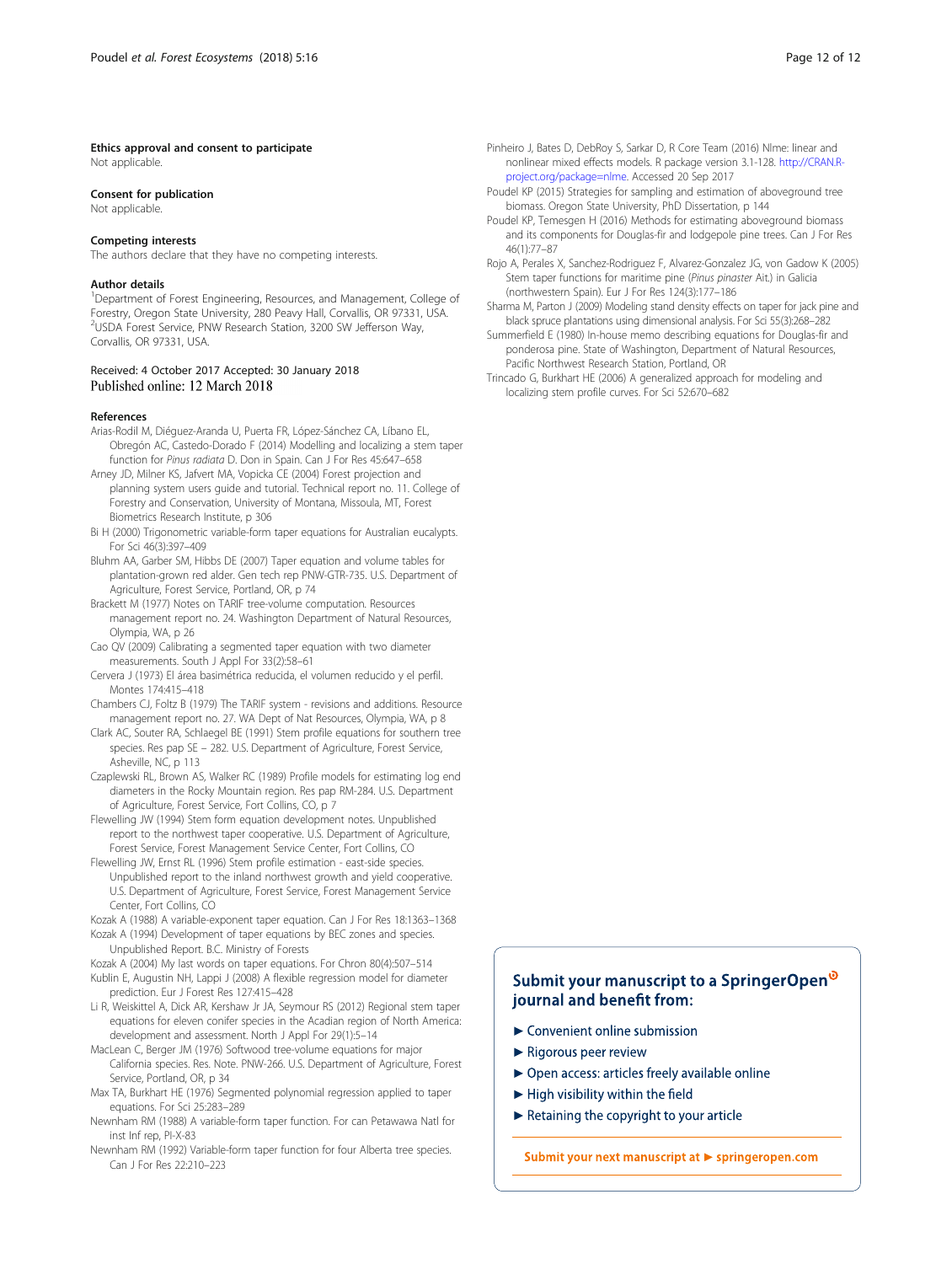### Ethics approval and consent to participate

Not applicable.

### Consent for publication

Not applicable.

### Competing interests

The authors declare that they have no competing interests.

### Author details

[1]Department of Forest Engineering, Resources, and Management, College of Forestry, Oregon State University, 280 Peavy Hall, Corvallis, OR 97331, USA. [2]USDA Forest Service, PNW Research Station, 3200 SW Jefferson Way, Corvallis, OR 97331, USA.

Received: 4 October 2017 Accepted: 30 January 2018
Published online: 12 March 2018

### References

Arias-Rodil M, Diéguez-Aranda U, Puerta FR, López-Sánchez CA, Líbano EL, Obregón AC, Castedo-Dorado F (2014) Modelling and localizing a stem taper function for *Pinus radiata* D. Don in Spain. Can J For Res 45:647–658

Arney JD, Milner KS, Jafvert MA, Vopicka CE (2004) Forest projection and planning system users guide and tutorial. Technical report no. 11. College of Forestry and Conservation, University of Montana, Missoula, MT, Forest Biometrics Research Institute, p 306

Bi H (2000) Trigonometric variable-form taper equations for Australian eucalypts. For Sci 46(3):397–409

Bluhm AA, Garber SM, Hibbs DE (2007) Taper equation and volume tables for plantation-grown red alder. Gen tech rep PNW-GTR-735. U.S. Department of Agriculture, Forest Service, Portland, OR, p 74

Brackett M (1977) Notes on TARIF tree-volume computation. Resources management report no. 24. Washington Department of Natural Resources, Olympia, WA, p 26

Cao QV (2009) Calibrating a segmented taper equation with two diameter measurements. South J Appl For 33(2):58–61

Cervera J (1973) El área basimétrica reducida, el volumen reducido y el perfil. Montes 174:415–418

Chambers CJ, Foltz B (1979) The TARIF system - revisions and additions. Resource management report no. 27. WA Dept of Nat Resources, Olympia, WA, p 8

Clark AC, Souter RA, Schlaegel BE (1991) Stem profile equations for southern tree species. Res pap SE – 282. U.S. Department of Agriculture, Forest Service, Asheville, NC, p 113

Czaplewski RL, Brown AS, Walker RC (1989) Profile models for estimating log end diameters in the Rocky Mountain region. Res pap RM-284. U.S. Department of Agriculture, Forest Service, Fort Collins, CO, p 7

Flewelling JW (1994) Stem form equation development notes. Unpublished report to the northwest taper cooperative. U.S. Department of Agriculture, Forest Service, Forest Management Service Center, Fort Collins, CO

Flewelling JW, Ernst RL (1996) Stem profile estimation - east-side species. Unpublished report to the inland northwest growth and yield cooperative. U.S. Department of Agriculture, Forest Service, Forest Management Service Center, Fort Collins, CO

Kozak A (1988) A variable-exponent taper equation. Can J For Res 18:1363–1368

Kozak A (1994) Development of taper equations by BEC zones and species. Unpublished Report. B.C. Ministry of Forests

Kozak A (2004) My last words on taper equations. For Chron 80(4):507–514

Kublin E, Augustin NH, Lappi J (2008) A flexible regression model for diameter prediction. Eur J Forest Res 127:415–428

Li R, Weiskittel A, Dick AR, Kershaw Jr JA, Seymour RS (2012) Regional stem taper equations for eleven conifer species in the Acadian region of North America: development and assessment. North J Appl For 29(1):5–14

MacLean C, Berger JM (1976) Softwood tree-volume equations for major California species. Res. Note. PNW-266. U.S. Department of Agriculture, Forest Service, Portland, OR, p 34

Max TA, Burkhart HE (1976) Segmented polynomial regression applied to taper equations. For Sci 25:283–289

Newnham RM (1988) A variable-form taper function. For can Petawawa Natl for inst Inf rep, PI-X-83

Newnham RM (1992) Variable-form taper function for four Alberta tree species. Can J For Res 22:210–223

Pinheiro J, Bates D, DebRoy S, Sarkar D, R Core Team (2016) Nlme: linear and nonlinear mixed effects models. R package version 3.1-128. http://CRAN.R-project.org/package=nlme. Accessed 20 Sep 2017

Poudel KP (2015) Strategies for sampling and estimation of aboveground tree biomass. Oregon State University, PhD Dissertation, p 144

Poudel KP, Temesgen H (2016) Methods for estimating aboveground biomass and its components for Douglas-fir and lodgepole pine trees. Can J For Res 46(1):77–87

Rojo A, Perales X, Sanchez-Rodriguez F, Alvarez-Gonzalez JG, von Gadow K (2005) Stem taper functions for maritime pine (*Pinus pinaster* Ait.) in Galicia (northwestern Spain). Eur J For Res 124(3):177–186

Sharma M, Parton J (2009) Modeling stand density effects on taper for jack pine and black spruce plantations using dimensional analysis. For Sci 55(3):268–282

Summerfield E (1980) In-house memo describing equations for Douglas-fir and ponderosa pine. State of Washington, Department of Natural Resources, Pacific Northwest Research Station, Portland, OR

Trincado G, Burkhart HE (2006) A generalized approach for modeling and localizing stem profile curves. For Sci 52:670–682

**Submit your manuscript to a SpringerOpen journal and benefit from:**

- ► Convenient online submission
- ► Rigorous peer review
- ► Open access: articles freely available online
- ► High visibility within the field
- ► Retaining the copyright to your article

Submit your next manuscript at ► springeropen.com